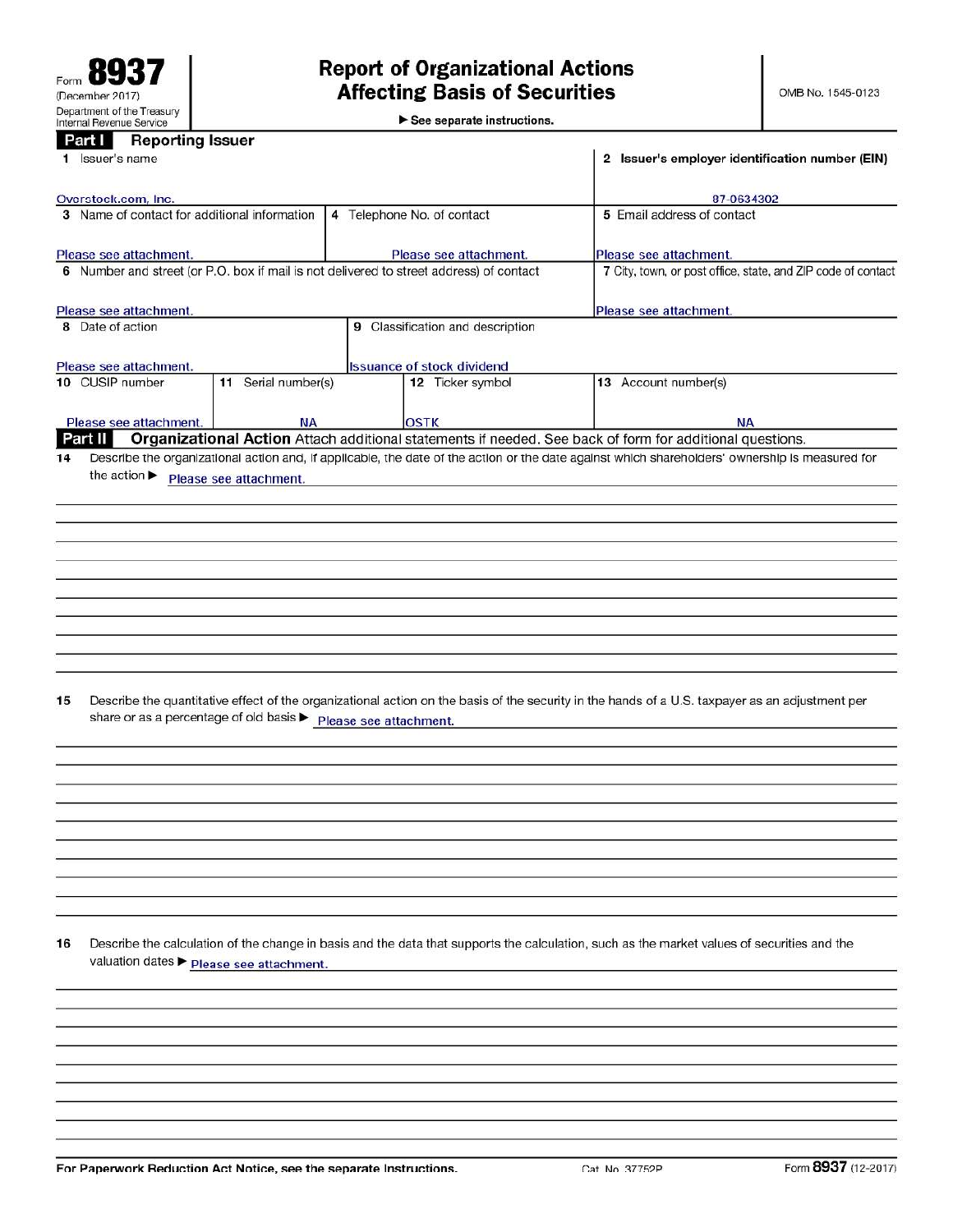Form **8937**
(December 2017)
Department of the Treasury
Internal Revenue Service

# Report of Organizational Actions Affecting Basis of Securities

▶ See separate instructions.

OMB No. 1545-0123

## Part I Reporting Issuer

| Field | Value |
|---|---|
| 1 Issuer's name | Overstock.com, Inc. |
| 2 Issuer's employer identification number (EIN) | 87-0634302 |
| 3 Name of contact for additional information | Please see attachment. |
| 4 Telephone No. of contact | Please see attachment. |
| 5 Email address of contact | Please see attachment. |
| 6 Number and street (or P.O. box if mail is not delivered to street address) of contact | Please see attachment. |
| 7 City, town, or post office, state, and ZIP code of contact | Please see attachment. |
| 8 Date of action | Please see attachment. |
| 9 Classification and description | Issuance of stock dividend |
| 10 CUSIP number | Please see attachment. |
| 11 Serial number(s) | NA |
| 12 Ticker symbol | OSTK |
| 13 Account number(s) | NA |

## Part II Organizational Action

Attach additional statements if needed. See back of form for additional questions.

**14** Describe the organizational action and, if applicable, the date of the action or the date against which shareholders' ownership is measured for the action ▶ Please see attachment.

**15** Describe the quantitative effect of the organizational action on the basis of the security in the hands of a U.S. taxpayer as an adjustment per share or as a percentage of old basis ▶ Please see attachment.

**16** Describe the calculation of the change in basis and the data that supports the calculation, such as the market values of securities and the valuation dates ▶ Please see attachment.

For Paperwork Reduction Act Notice, see the separate Instructions. Cat. No. 37752P Form **8937** (12-2017)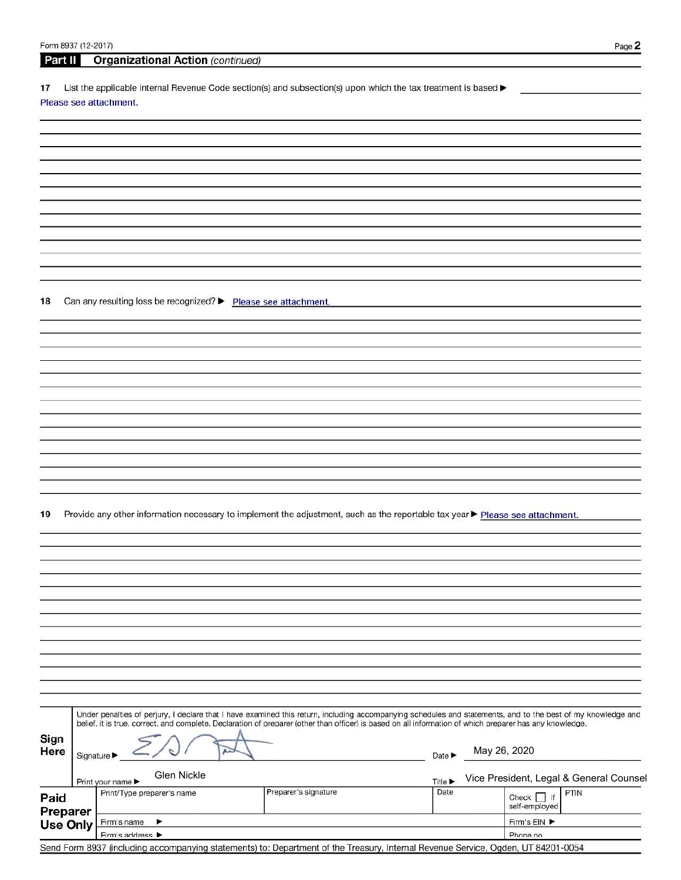## Part II Organizational Action *(continued)*

**17** List the applicable Internal Revenue Code section(s) and subsection(s) upon which the tax treatment is based ▶

Please see attachment.

**18** Can any resulting loss be recognized? ▶ Please see attachment.

**19** Provide any other information necessary to implement the adjustment, such as the reportable tax year ▶ Please see attachment.

**Sign Here**

Under penalties of perjury, I declare that I have examined this return, including accompanying schedules and statements, and to the best of my knowledge and belief, it is true, correct, and complete. Declaration of preparer (other than officer) is based on all information of which preparer has any knowledge.

Signature ▶ [signature] Date ▶ May 26, 2020

Print your name ▶ Glen Nickle Title ▶ Vice President, Legal & General Counsel

**Paid Preparer Use Only**

| Print/Type preparer's name | Preparer's signature | Date | Check ☐ if self-employed | PTIN |
|---|---|---|---|---|
| Firm's name ▶ | | | Firm's EIN ▶ | |
| Firm's address ▶ | | | Phone no. | |

Send Form 8937 (including accompanying statements) to: Department of the Treasury, Internal Revenue Service, Ogden, UT 84201-0054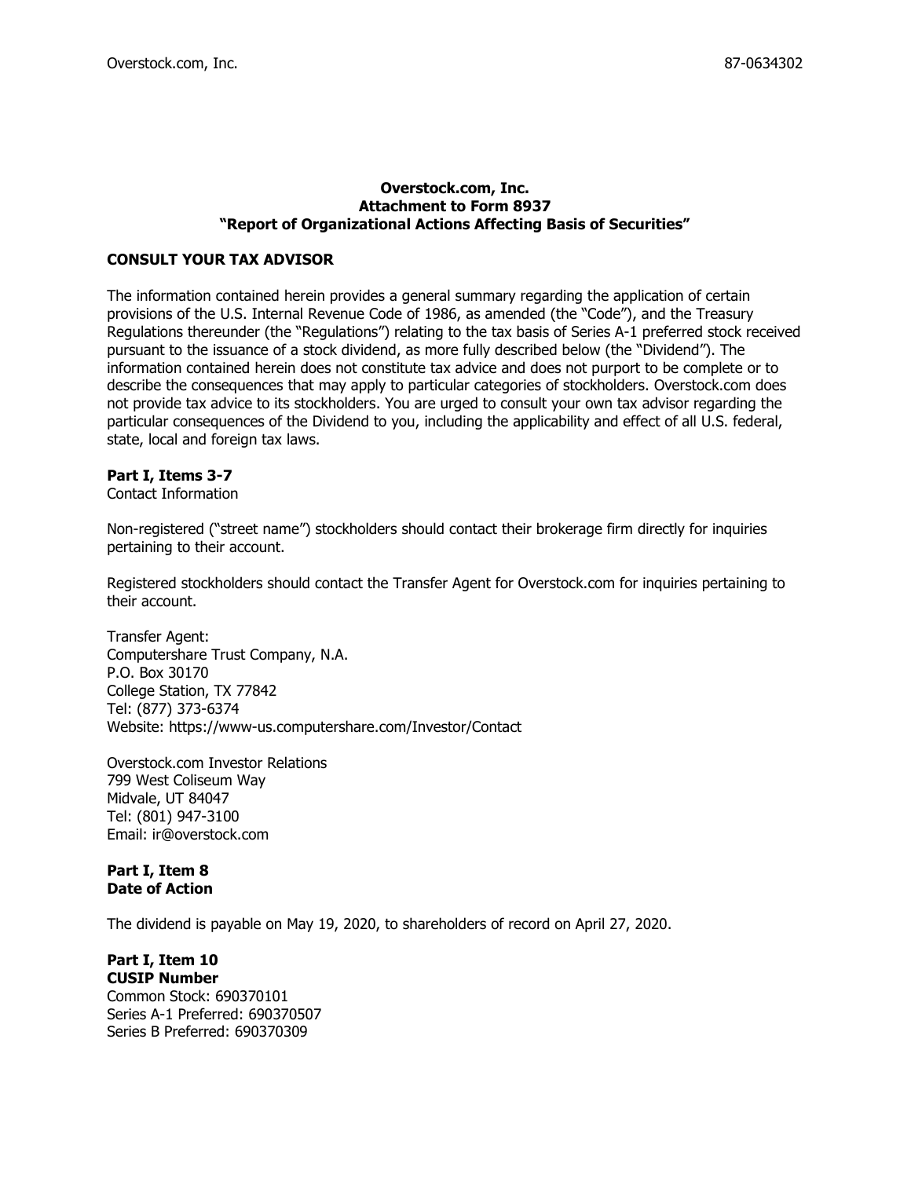Overstock.com, Inc. 87-0634302

**Overstock.com, Inc.**
**Attachment to Form 8937**
**"Report of Organizational Actions Affecting Basis of Securities"**

**CONSULT YOUR TAX ADVISOR**

The information contained herein provides a general summary regarding the application of certain provisions of the U.S. Internal Revenue Code of 1986, as amended (the "Code"), and the Treasury Regulations thereunder (the "Regulations") relating to the tax basis of Series A-1 preferred stock received pursuant to the issuance of a stock dividend, as more fully described below (the "Dividend"). The information contained herein does not constitute tax advice and does not purport to be complete or to describe the consequences that may apply to particular categories of stockholders. Overstock.com does not provide tax advice to its stockholders. You are urged to consult your own tax advisor regarding the particular consequences of the Dividend to you, including the applicability and effect of all U.S. federal, state, local and foreign tax laws.

**Part I, Items 3-7**
Contact Information

Non-registered ("street name") stockholders should contact their brokerage firm directly for inquiries pertaining to their account.

Registered stockholders should contact the Transfer Agent for Overstock.com for inquiries pertaining to their account.

Transfer Agent:
Computershare Trust Company, N.A.
P.O. Box 30170
College Station, TX 77842
Tel: (877) 373-6374
Website: https://www-us.computershare.com/Investor/Contact

Overstock.com Investor Relations
799 West Coliseum Way
Midvale, UT 84047
Tel: (801) 947-3100
Email: ir@overstock.com

**Part I, Item 8**
**Date of Action**

The dividend is payable on May 19, 2020, to shareholders of record on April 27, 2020.

**Part I, Item 10**
**CUSIP Number**
Common Stock: 690370101
Series A-1 Preferred: 690370507
Series B Preferred: 690370309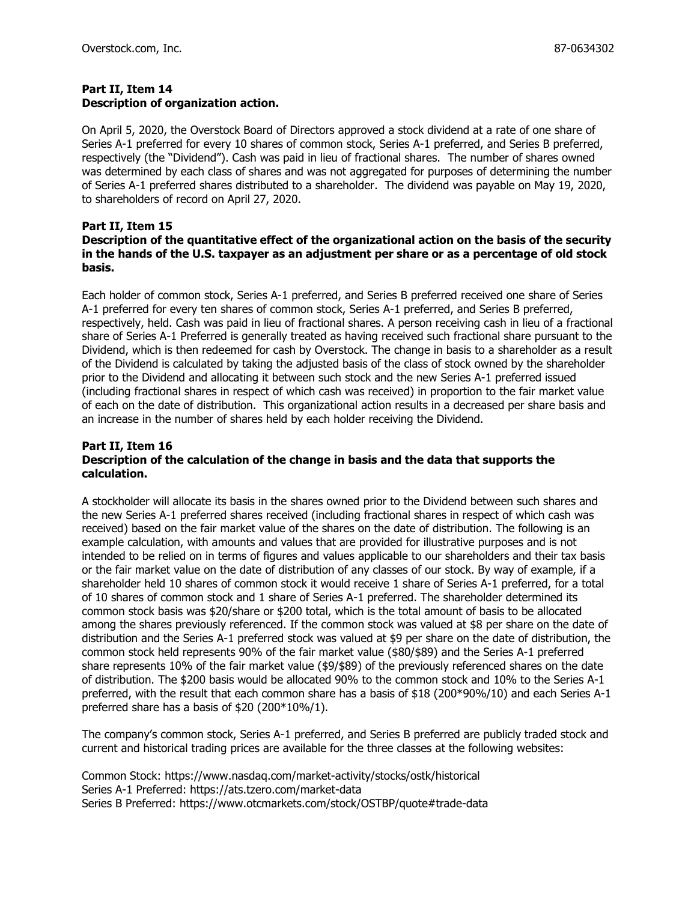**Part II, Item 14**
**Description of organization action.**

On April 5, 2020, the Overstock Board of Directors approved a stock dividend at a rate of one share of Series A-1 preferred for every 10 shares of common stock, Series A-1 preferred, and Series B preferred, respectively (the "Dividend"). Cash was paid in lieu of fractional shares. The number of shares owned was determined by each class of shares and was not aggregated for purposes of determining the number of Series A-1 preferred shares distributed to a shareholder. The dividend was payable on May 19, 2020, to shareholders of record on April 27, 2020.

**Part II, Item 15**
**Description of the quantitative effect of the organizational action on the basis of the security in the hands of the U.S. taxpayer as an adjustment per share or as a percentage of old stock basis.**

Each holder of common stock, Series A-1 preferred, and Series B preferred received one share of Series A-1 preferred for every ten shares of common stock, Series A-1 preferred, and Series B preferred, respectively, held. Cash was paid in lieu of fractional shares. A person receiving cash in lieu of a fractional share of Series A-1 Preferred is generally treated as having received such fractional share pursuant to the Dividend, which is then redeemed for cash by Overstock. The change in basis to a shareholder as a result of the Dividend is calculated by taking the adjusted basis of the class of stock owned by the shareholder prior to the Dividend and allocating it between such stock and the new Series A-1 preferred issued (including fractional shares in respect of which cash was received) in proportion to the fair market value of each on the date of distribution. This organizational action results in a decreased per share basis and an increase in the number of shares held by each holder receiving the Dividend.

**Part II, Item 16**
**Description of the calculation of the change in basis and the data that supports the calculation.**

A stockholder will allocate its basis in the shares owned prior to the Dividend between such shares and the new Series A-1 preferred shares received (including fractional shares in respect of which cash was received) based on the fair market value of the shares on the date of distribution. The following is an example calculation, with amounts and values that are provided for illustrative purposes and is not intended to be relied on in terms of figures and values applicable to our shareholders and their tax basis or the fair market value on the date of distribution of any classes of our stock. By way of example, if a shareholder held 10 shares of common stock it would receive 1 share of Series A-1 preferred, for a total of 10 shares of common stock and 1 share of Series A-1 preferred. The shareholder determined its common stock basis was $20/share or $200 total, which is the total amount of basis to be allocated among the shares previously referenced. If the common stock was valued at $8 per share on the date of distribution and the Series A-1 preferred stock was valued at $9 per share on the date of distribution, the common stock held represents 90% of the fair market value ($80/$89) and the Series A-1 preferred share represents 10% of the fair market value ($9/$89) of the previously referenced shares on the date of distribution. The $200 basis would be allocated 90% to the common stock and 10% to the Series A-1 preferred, with the result that each common share has a basis of $18 (200*90%/10) and each Series A-1 preferred share has a basis of $20 (200*10%/1).

The company's common stock, Series A-1 preferred, and Series B preferred are publicly traded stock and current and historical trading prices are available for the three classes at the following websites:

Common Stock: https://www.nasdaq.com/market-activity/stocks/ostk/historical
Series A-1 Preferred: https://ats.tzero.com/market-data
Series B Preferred: https://www.otcmarkets.com/stock/OSTBP/quote#trade-data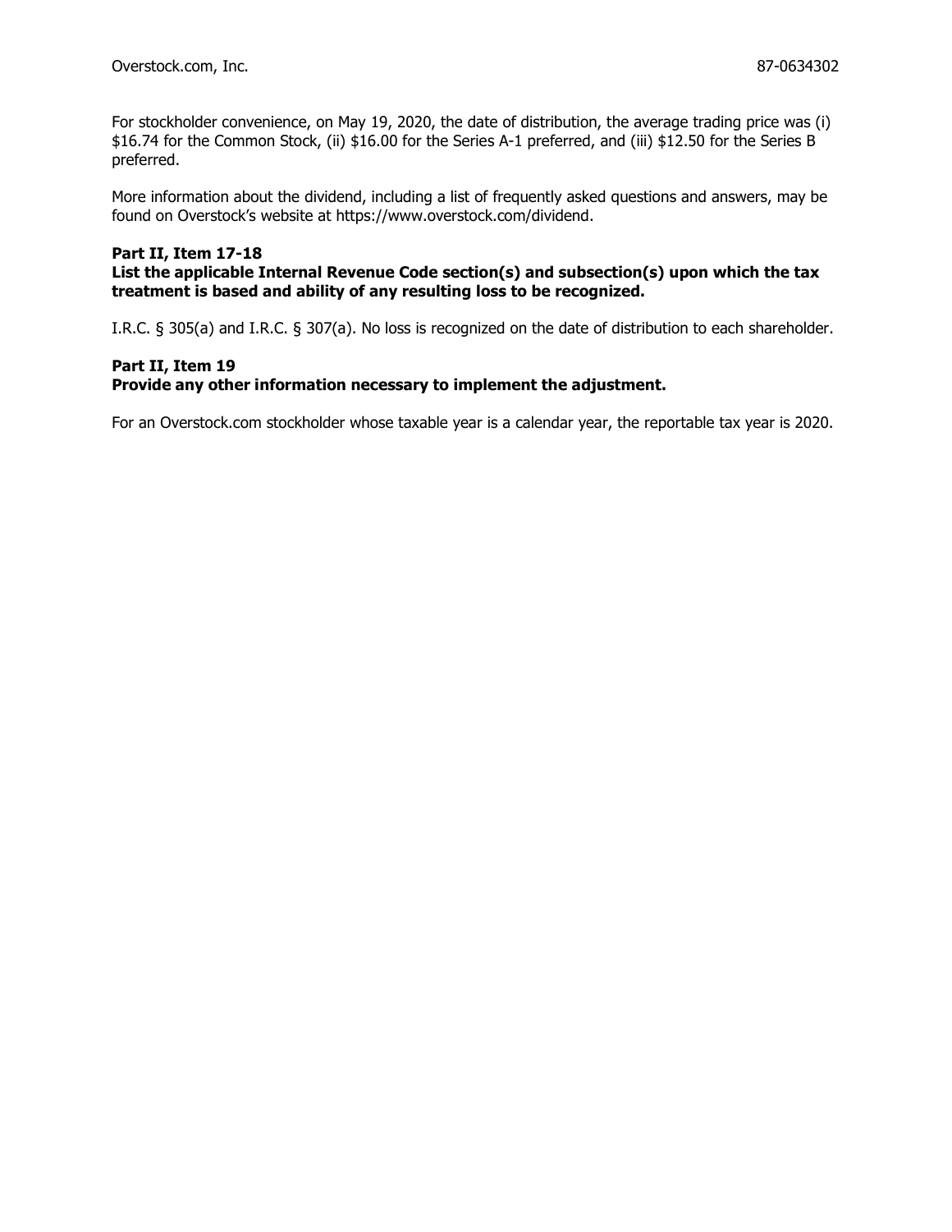For stockholder convenience, on May 19, 2020, the date of distribution, the average trading price was (i) $16.74 for the Common Stock, (ii) $16.00 for the Series A-1 preferred, and (iii) $12.50 for the Series B preferred.

More information about the dividend, including a list of frequently asked questions and answers, may be found on Overstock's website at https://www.overstock.com/dividend.

**Part II, Item 17-18**
**List the applicable Internal Revenue Code section(s) and subsection(s) upon which the tax treatment is based and ability of any resulting loss to be recognized.**

I.R.C. § 305(a) and I.R.C. § 307(a). No loss is recognized on the date of distribution to each shareholder.

**Part II, Item 19**
**Provide any other information necessary to implement the adjustment.**

For an Overstock.com stockholder whose taxable year is a calendar year, the reportable tax year is 2020.